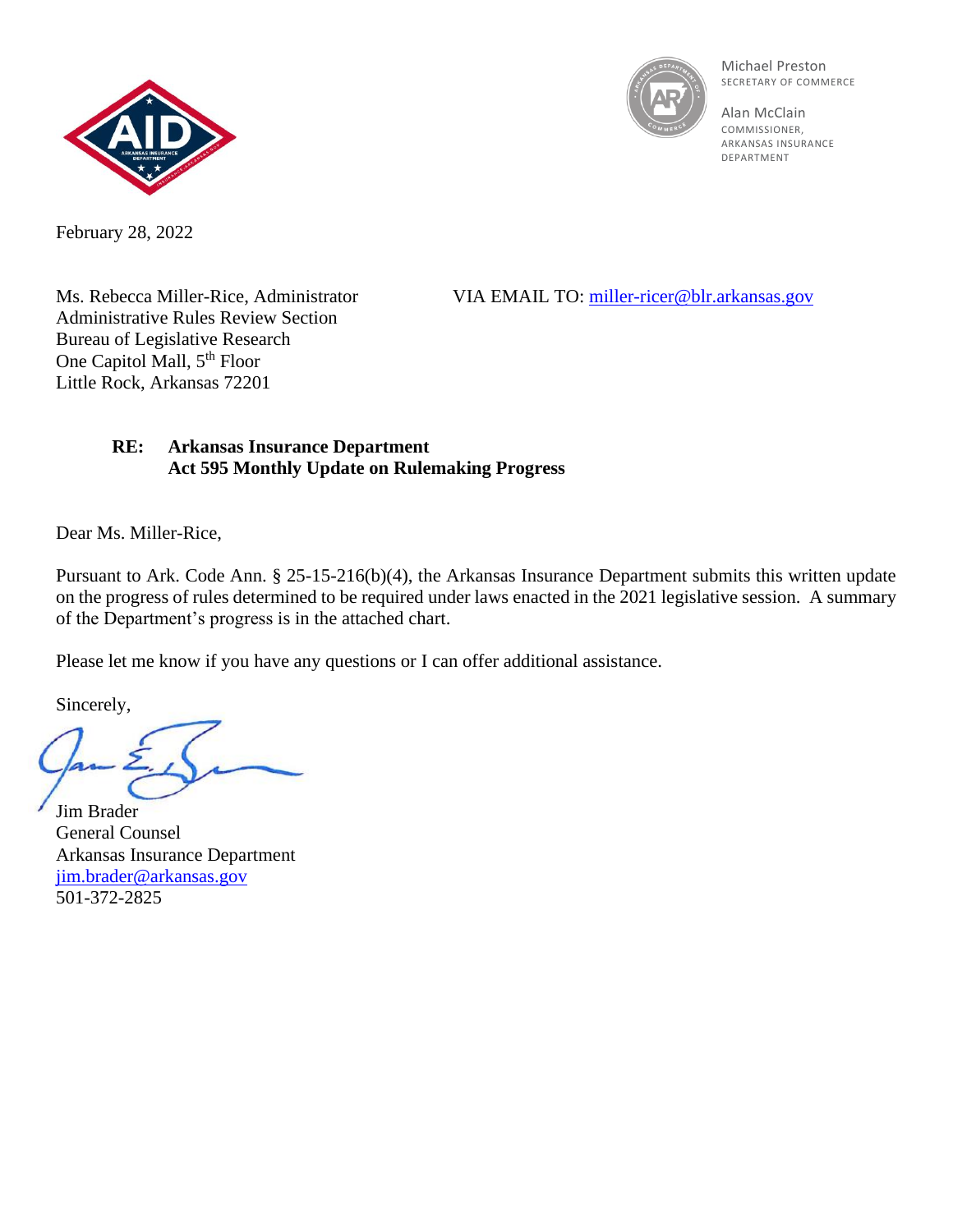Michael Preston
SECRETARY OF COMMERCE

Alan McClain
COMMISSIONER,
ARKANSAS INSURANCE
DEPARTMENT

February 28, 2022

Ms. Rebecca Miller-Rice, Administrator
Administrative Rules Review Section
Bureau of Legislative Research
One Capitol Mall, 5th Floor
Little Rock, Arkansas 72201

VIA EMAIL TO: miller-ricer@blr.arkansas.gov

**RE: Arkansas Insurance Department**
**Act 595 Monthly Update on Rulemaking Progress**

Dear Ms. Miller-Rice,

Pursuant to Ark. Code Ann. § 25-15-216(b)(4), the Arkansas Insurance Department submits this written update on the progress of rules determined to be required under laws enacted in the 2021 legislative session. A summary of the Department's progress is in the attached chart.

Please let me know if you have any questions or I can offer additional assistance.

Sincerely,

Jim Brader
General Counsel
Arkansas Insurance Department
jim.brader@arkansas.gov
501-372-2825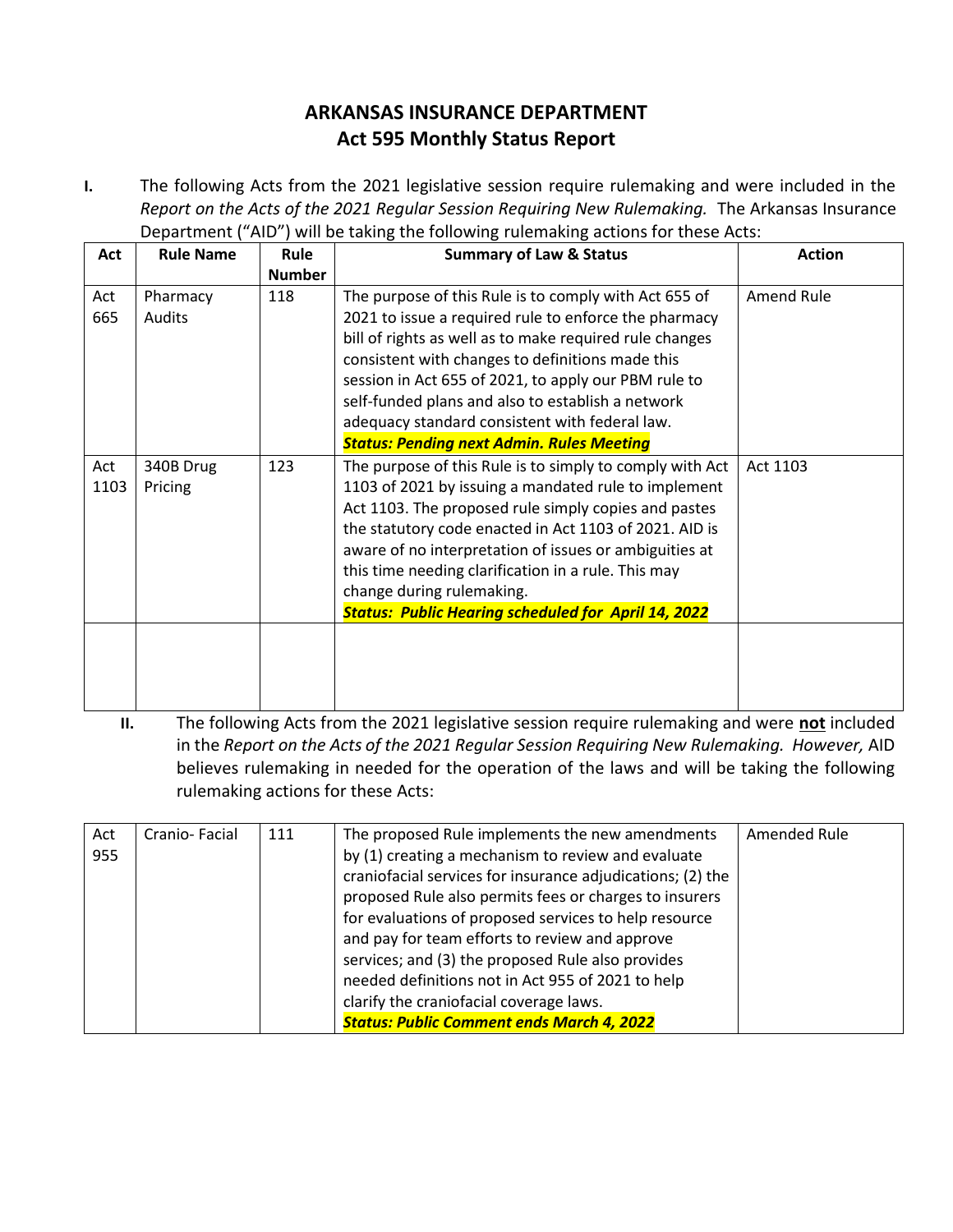# ARKANSAS INSURANCE DEPARTMENT
# Act 595 Monthly Status Report

**I.** The following Acts from the 2021 legislative session require rulemaking and were included in the *Report on the Acts of the 2021 Regular Session Requiring New Rulemaking.* The Arkansas Insurance Department ("AID") will be taking the following rulemaking actions for these Acts:

| Act | Rule Name | Rule Number | Summary of Law & Status | Action |
|---|---|---|---|---|
| Act 665 | Pharmacy Audits | 118 | The purpose of this Rule is to comply with Act 655 of 2021 to issue a required rule to enforce the pharmacy bill of rights as well as to make required rule changes consistent with changes to definitions made this session in Act 655 of 2021, to apply our PBM rule to self-funded plans and also to establish a network adequacy standard consistent with federal law. ***Status: Pending next Admin. Rules Meeting*** | Amend Rule |
| Act 1103 | 340B Drug Pricing | 123 | The purpose of this Rule is to simply to comply with Act 1103 of 2021 by issuing a mandated rule to implement Act 1103. The proposed rule simply copies and pastes the statutory code enacted in Act 1103 of 2021. AID is aware of no interpretation of issues or ambiguities at this time needing clarification in a rule. This may change during rulemaking. ***Status: Public Hearing scheduled for April 14, 2022*** | Act 1103 |
| | | | | |

**II.** The following Acts from the 2021 legislative session require rulemaking and were **not** included in the *Report on the Acts of the 2021 Regular Session Requiring New Rulemaking. However,* AID believes rulemaking in needed for the operation of the laws and will be taking the following rulemaking actions for these Acts:

| | | | | |
|---|---|---|---|---|
| Act 955 | Cranio- Facial | 111 | The proposed Rule implements the new amendments by (1) creating a mechanism to review and evaluate craniofacial services for insurance adjudications; (2) the proposed Rule also permits fees or charges to insurers for evaluations of proposed services to help resource and pay for team efforts to review and approve services; and (3) the proposed Rule also provides needed definitions not in Act 955 of 2021 to help clarify the craniofacial coverage laws. ***Status: Public Comment ends March 4, 2022*** | Amended Rule |